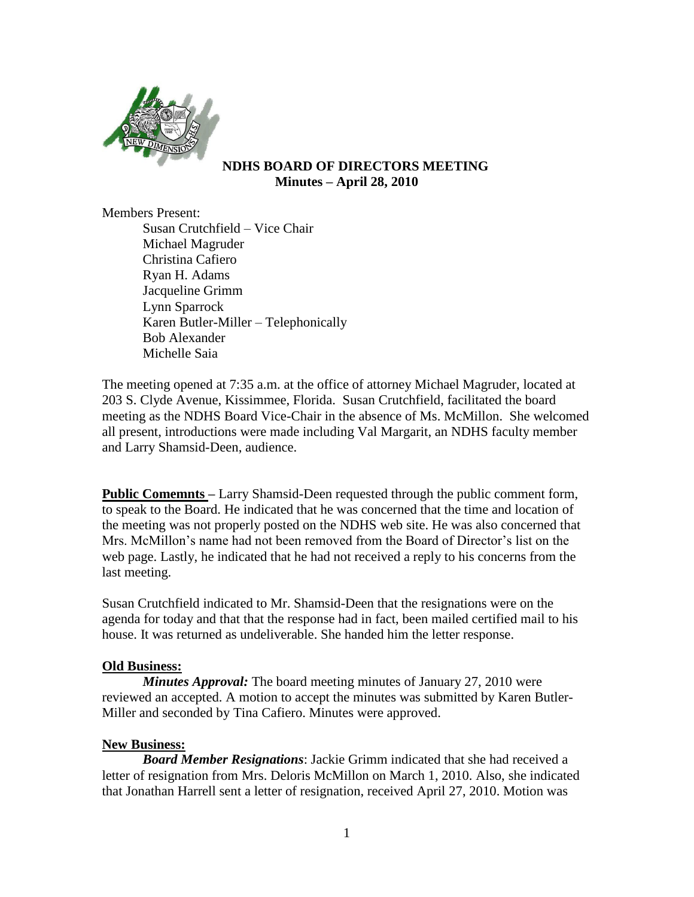**NDHS BOARD OF DIRECTORS MEETING**
**Minutes – April 28, 2010**

Members Present:

- Susan Crutchfield – Vice Chair
- Michael Magruder
- Christina Cafiero
- Ryan H. Adams
- Jacqueline Grimm
- Lynn Sparrock
- Karen Butler-Miller – Telephonically
- Bob Alexander
- Michelle Saia

The meeting opened at 7:35 a.m. at the office of attorney Michael Magruder, located at 203 S. Clyde Avenue, Kissimmee, Florida. Susan Crutchfield, facilitated the board meeting as the NDHS Board Vice-Chair in the absence of Ms. McMillon. She welcomed all present, introductions were made including Val Margarit, an NDHS faculty member and Larry Shamsid-Deen, audience.

**Public Comemnts –** Larry Shamsid-Deen requested through the public comment form, to speak to the Board. He indicated that he was concerned that the time and location of the meeting was not properly posted on the NDHS web site. He was also concerned that Mrs. McMillon's name had not been removed from the Board of Director's list on the web page. Lastly, he indicated that he had not received a reply to his concerns from the last meeting.

Susan Crutchfield indicated to Mr. Shamsid-Deen that the resignations were on the agenda for today and that that the response had in fact, been mailed certified mail to his house. It was returned as undeliverable. She handed him the letter response.

**Old Business:**

***Minutes Approval:*** The board meeting minutes of January 27, 2010 were reviewed an accepted. A motion to accept the minutes was submitted by Karen Butler-Miller and seconded by Tina Cafiero. Minutes were approved.

**New Business:**

***Board Member Resignations***: Jackie Grimm indicated that she had received a letter of resignation from Mrs. Deloris McMillon on March 1, 2010. Also, she indicated that Jonathan Harrell sent a letter of resignation, received April 27, 2010. Motion was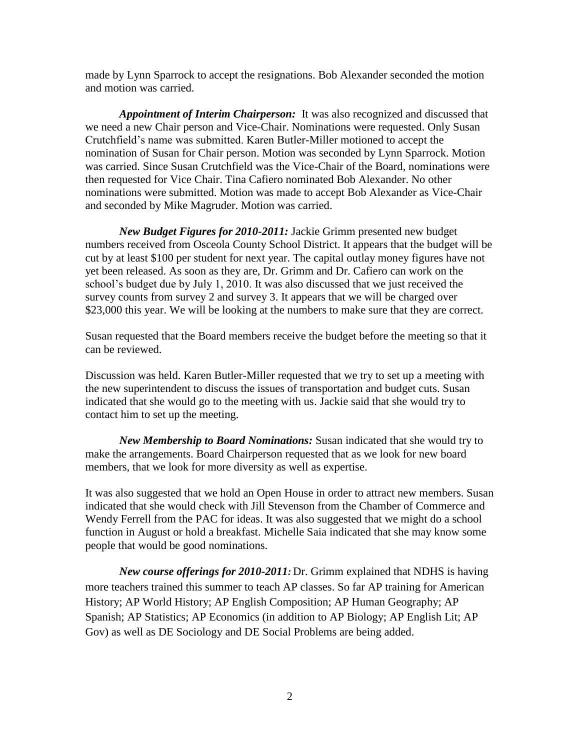made by Lynn Sparrock to accept the resignations. Bob Alexander seconded the motion and motion was carried.

***Appointment of Interim Chairperson:*** It was also recognized and discussed that we need a new Chair person and Vice-Chair. Nominations were requested. Only Susan Crutchfield's name was submitted. Karen Butler-Miller motioned to accept the nomination of Susan for Chair person. Motion was seconded by Lynn Sparrock. Motion was carried. Since Susan Crutchfield was the Vice-Chair of the Board, nominations were then requested for Vice Chair. Tina Cafiero nominated Bob Alexander. No other nominations were submitted. Motion was made to accept Bob Alexander as Vice-Chair and seconded by Mike Magruder. Motion was carried.

***New Budget Figures for 2010-2011:*** Jackie Grimm presented new budget numbers received from Osceola County School District. It appears that the budget will be cut by at least $100 per student for next year. The capital outlay money figures have not yet been released. As soon as they are, Dr. Grimm and Dr. Cafiero can work on the school's budget due by July 1, 2010. It was also discussed that we just received the survey counts from survey 2 and survey 3. It appears that we will be charged over $23,000 this year. We will be looking at the numbers to make sure that they are correct.

Susan requested that the Board members receive the budget before the meeting so that it can be reviewed.

Discussion was held. Karen Butler-Miller requested that we try to set up a meeting with the new superintendent to discuss the issues of transportation and budget cuts. Susan indicated that she would go to the meeting with us. Jackie said that she would try to contact him to set up the meeting.

***New Membership to Board Nominations:*** Susan indicated that she would try to make the arrangements. Board Chairperson requested that as we look for new board members, that we look for more diversity as well as expertise.

It was also suggested that we hold an Open House in order to attract new members. Susan indicated that she would check with Jill Stevenson from the Chamber of Commerce and Wendy Ferrell from the PAC for ideas. It was also suggested that we might do a school function in August or hold a breakfast. Michelle Saia indicated that she may know some people that would be good nominations.

***New course offerings for 2010-2011:*** Dr. Grimm explained that NDHS is having more teachers trained this summer to teach AP classes. So far AP training for American History; AP World History; AP English Composition; AP Human Geography; AP Spanish; AP Statistics; AP Economics (in addition to AP Biology; AP English Lit; AP Gov) as well as DE Sociology and DE Social Problems are being added.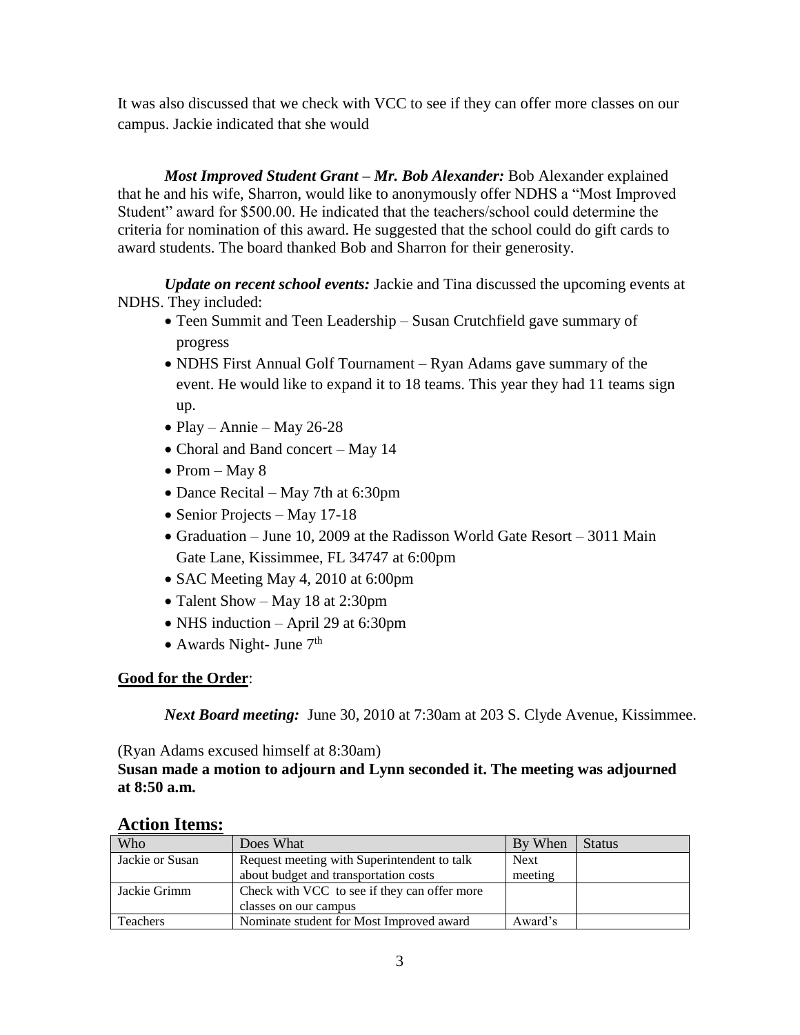It was also discussed that we check with VCC to see if they can offer more classes on our campus. Jackie indicated that she would

***Most Improved Student Grant – Mr. Bob Alexander:*** Bob Alexander explained that he and his wife, Sharron, would like to anonymously offer NDHS a "Most Improved Student" award for $500.00. He indicated that the teachers/school could determine the criteria for nomination of this award. He suggested that the school could do gift cards to award students. The board thanked Bob and Sharron for their generosity.

***Update on recent school events:*** Jackie and Tina discussed the upcoming events at NDHS. They included:

- Teen Summit and Teen Leadership – Susan Crutchfield gave summary of progress
- NDHS First Annual Golf Tournament – Ryan Adams gave summary of the event. He would like to expand it to 18 teams. This year they had 11 teams sign up.
- Play – Annie – May 26-28
- Choral and Band concert – May 14
- Prom – May 8
- Dance Recital – May 7th at 6:30pm
- Senior Projects – May 17-18
- Graduation – June 10, 2009 at the Radisson World Gate Resort – 3011 Main Gate Lane, Kissimmee, FL 34747 at 6:00pm
- SAC Meeting May 4, 2010 at 6:00pm
- Talent Show – May 18 at 2:30pm
- NHS induction – April 29 at 6:30pm
- Awards Night- June 7th

**Good for the Order**:

***Next Board meeting:*** June 30, 2010 at 7:30am at 203 S. Clyde Avenue, Kissimmee.

(Ryan Adams excused himself at 8:30am)

**Susan made a motion to adjourn and Lynn seconded it. The meeting was adjourned at 8:50 a.m.**

## Action Items:

| Who | Does What | By When | Status |
|---|---|---|---|
| Jackie or Susan | Request meeting with Superintendent to talk about budget and transportation costs | Next meeting | |
| Jackie Grimm | Check with VCC to see if they can offer more classes on our campus | | |
| Teachers | Nominate student for Most Improved award | Award's | |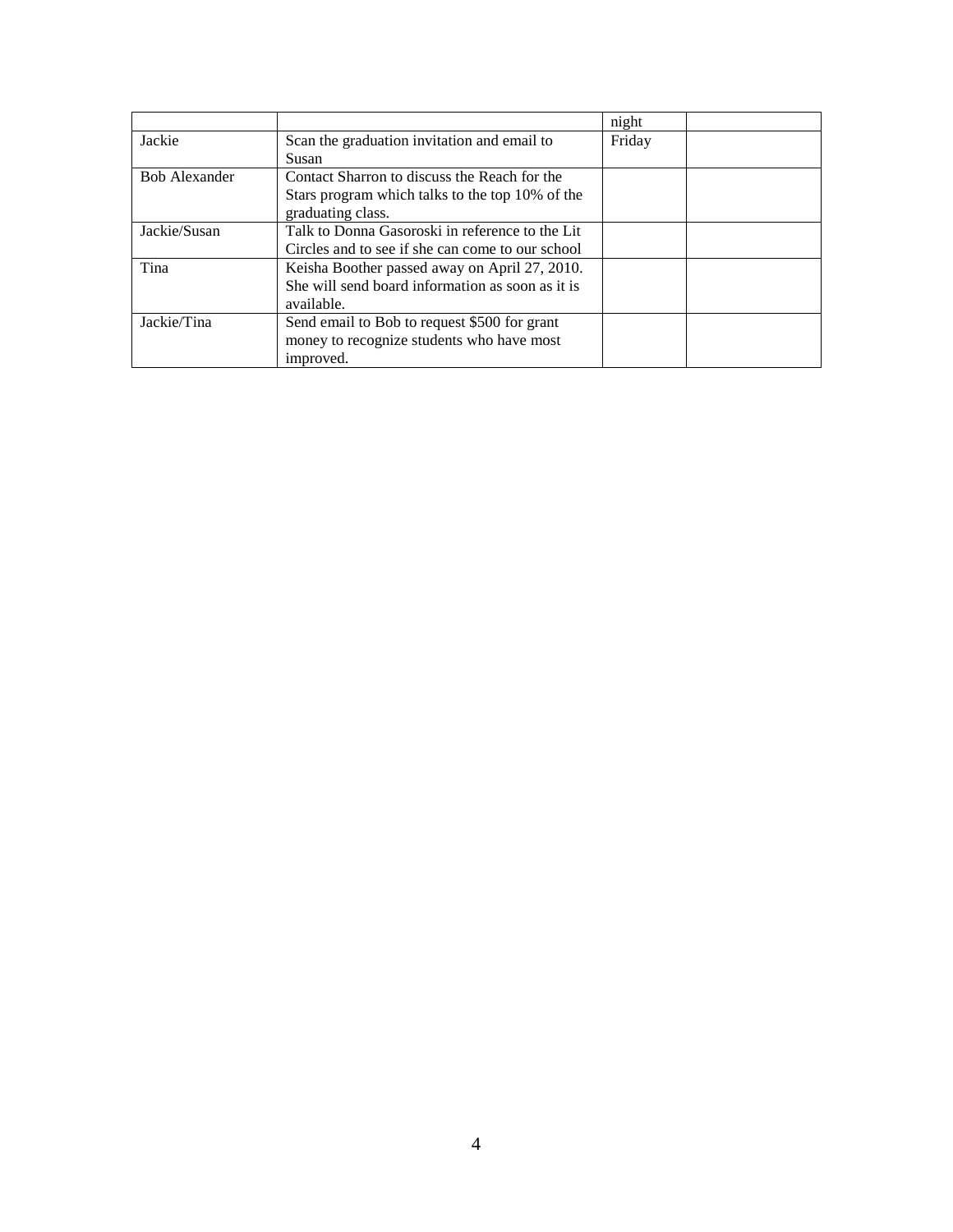| | | | |
|---|---|---|---|
| | | night | |
| Jackie | Scan the graduation invitation and email to Susan | Friday | |
| Bob Alexander | Contact Sharron to discuss the Reach for the Stars program which talks to the top 10% of the graduating class. | | |
| Jackie/Susan | Talk to Donna Gasoroski in reference to the Lit Circles and to see if she can come to our school | | |
| Tina | Keisha Boother passed away on April 27, 2010. She will send board information as soon as it is available. | | |
| Jackie/Tina | Send email to Bob to request $500 for grant money to recognize students who have most improved. | | |